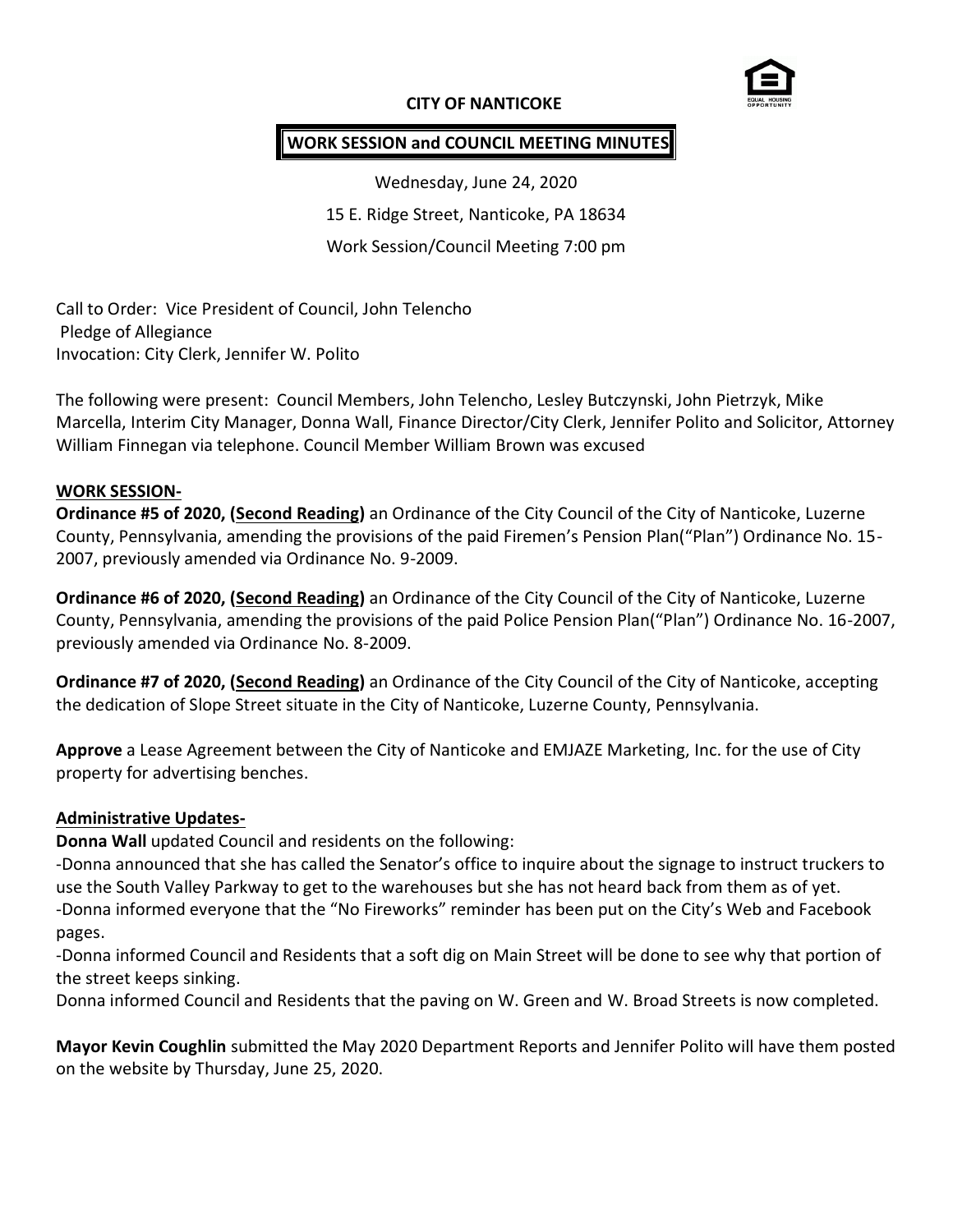**CITY OF NANTICOKE**

**WORK SESSION and COUNCIL MEETING MINUTES**

Wednesday, June 24, 2020

15 E. Ridge Street, Nanticoke, PA 18634

Work Session/Council Meeting 7:00 pm

Call to Order: Vice President of Council, John Telencho
Pledge of Allegiance
Invocation: City Clerk, Jennifer W. Polito

The following were present: Council Members, John Telencho, Lesley Butczynski, John Pietrzyk, Mike Marcella, Interim City Manager, Donna Wall, Finance Director/City Clerk, Jennifer Polito and Solicitor, Attorney William Finnegan via telephone. Council Member William Brown was excused

**WORK SESSION-**

**Ordinance #5 of 2020, (Second Reading)** an Ordinance of the City Council of the City of Nanticoke, Luzerne County, Pennsylvania, amending the provisions of the paid Firemen's Pension Plan("Plan") Ordinance No. 15-2007, previously amended via Ordinance No. 9-2009.

**Ordinance #6 of 2020, (Second Reading)** an Ordinance of the City Council of the City of Nanticoke, Luzerne County, Pennsylvania, amending the provisions of the paid Police Pension Plan("Plan") Ordinance No. 16-2007, previously amended via Ordinance No. 8-2009.

**Ordinance #7 of 2020, (Second Reading)** an Ordinance of the City Council of the City of Nanticoke, accepting the dedication of Slope Street situate in the City of Nanticoke, Luzerne County, Pennsylvania.

**Approve** a Lease Agreement between the City of Nanticoke and EMJAZE Marketing, Inc. for the use of City property for advertising benches.

**Administrative Updates-**

**Donna Wall** updated Council and residents on the following:

-Donna announced that she has called the Senator's office to inquire about the signage to instruct truckers to use the South Valley Parkway to get to the warehouses but she has not heard back from them as of yet.

-Donna informed everyone that the "No Fireworks" reminder has been put on the City's Web and Facebook pages.

-Donna informed Council and Residents that a soft dig on Main Street will be done to see why that portion of the street keeps sinking.

Donna informed Council and Residents that the paving on W. Green and W. Broad Streets is now completed.

**Mayor Kevin Coughlin** submitted the May 2020 Department Reports and Jennifer Polito will have them posted on the website by Thursday, June 25, 2020.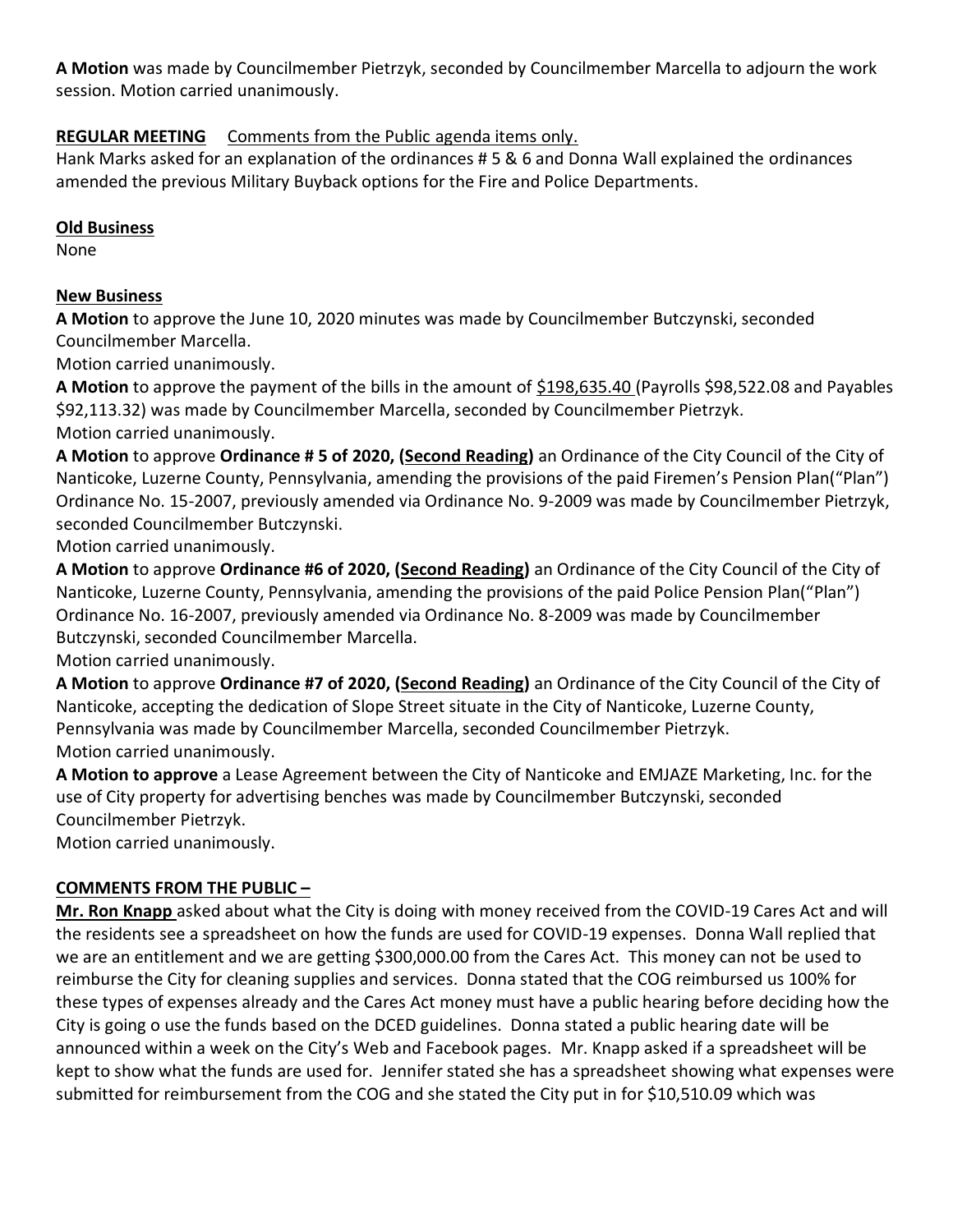**A Motion** was made by Councilmember Pietrzyk, seconded by Councilmember Marcella to adjourn the work session. Motion carried unanimously.

**REGULAR MEETING** Comments from the Public agenda items only.

Hank Marks asked for an explanation of the ordinances # 5 & 6 and Donna Wall explained the ordinances amended the previous Military Buyback options for the Fire and Police Departments.

**Old Business**

None

**New Business**

**A Motion** to approve the June 10, 2020 minutes was made by Councilmember Butczynski, seconded Councilmember Marcella.

Motion carried unanimously.

**A Motion** to approve the payment of the bills in the amount of $198,635.40 (Payrolls $98,522.08 and Payables $92,113.32) was made by Councilmember Marcella, seconded by Councilmember Pietrzyk.

Motion carried unanimously.

**A Motion** to approve **Ordinance # 5 of 2020, (Second Reading)** an Ordinance of the City Council of the City of Nanticoke, Luzerne County, Pennsylvania, amending the provisions of the paid Firemen's Pension Plan("Plan") Ordinance No. 15-2007, previously amended via Ordinance No. 9-2009 was made by Councilmember Pietrzyk, seconded Councilmember Butczynski.

Motion carried unanimously.

**A Motion** to approve **Ordinance #6 of 2020, (Second Reading)** an Ordinance of the City Council of the City of Nanticoke, Luzerne County, Pennsylvania, amending the provisions of the paid Police Pension Plan("Plan") Ordinance No. 16-2007, previously amended via Ordinance No. 8-2009 was made by Councilmember Butczynski, seconded Councilmember Marcella.

Motion carried unanimously.

**A Motion** to approve **Ordinance #7 of 2020, (Second Reading)** an Ordinance of the City Council of the City of Nanticoke, accepting the dedication of Slope Street situate in the City of Nanticoke, Luzerne County, Pennsylvania was made by Councilmember Marcella, seconded Councilmember Pietrzyk.

Motion carried unanimously.

**A Motion to approve** a Lease Agreement between the City of Nanticoke and EMJAZE Marketing, Inc. for the use of City property for advertising benches was made by Councilmember Butczynski, seconded Councilmember Pietrzyk.

Motion carried unanimously.

**COMMENTS FROM THE PUBLIC –**

**Mr. Ron Knapp** asked about what the City is doing with money received from the COVID-19 Cares Act and will the residents see a spreadsheet on how the funds are used for COVID-19 expenses. Donna Wall replied that we are an entitlement and we are getting $300,000.00 from the Cares Act. This money can not be used to reimburse the City for cleaning supplies and services. Donna stated that the COG reimbursed us 100% for these types of expenses already and the Cares Act money must have a public hearing before deciding how the City is going o use the funds based on the DCED guidelines. Donna stated a public hearing date will be announced within a week on the City's Web and Facebook pages. Mr. Knapp asked if a spreadsheet will be kept to show what the funds are used for. Jennifer stated she has a spreadsheet showing what expenses were submitted for reimbursement from the COG and she stated the City put in for $10,510.09 which was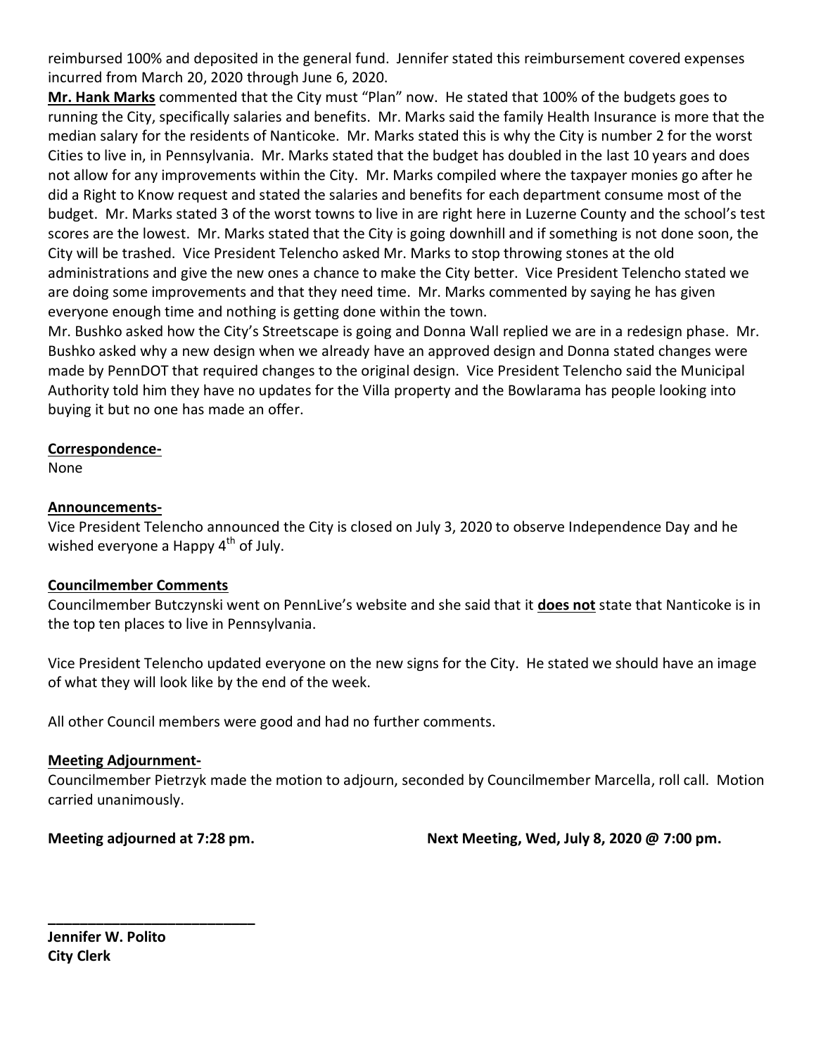reimbursed 100% and deposited in the general fund. Jennifer stated this reimbursement covered expenses incurred from March 20, 2020 through June 6, 2020.

**Mr. Hank Marks** commented that the City must "Plan" now. He stated that 100% of the budgets goes to running the City, specifically salaries and benefits. Mr. Marks said the family Health Insurance is more that the median salary for the residents of Nanticoke. Mr. Marks stated this is why the City is number 2 for the worst Cities to live in, in Pennsylvania. Mr. Marks stated that the budget has doubled in the last 10 years and does not allow for any improvements within the City. Mr. Marks compiled where the taxpayer monies go after he did a Right to Know request and stated the salaries and benefits for each department consume most of the budget. Mr. Marks stated 3 of the worst towns to live in are right here in Luzerne County and the school's test scores are the lowest. Mr. Marks stated that the City is going downhill and if something is not done soon, the City will be trashed. Vice President Telencho asked Mr. Marks to stop throwing stones at the old administrations and give the new ones a chance to make the City better. Vice President Telencho stated we are doing some improvements and that they need time. Mr. Marks commented by saying he has given everyone enough time and nothing is getting done within the town.

Mr. Bushko asked how the City's Streetscape is going and Donna Wall replied we are in a redesign phase. Mr. Bushko asked why a new design when we already have an approved design and Donna stated changes were made by PennDOT that required changes to the original design. Vice President Telencho said the Municipal Authority told him they have no updates for the Villa property and the Bowlarama has people looking into buying it but no one has made an offer.

**Correspondence-**

None

**Announcements-**

Vice President Telencho announced the City is closed on July 3, 2020 to observe Independence Day and he wished everyone a Happy 4th of July.

**Councilmember Comments**

Councilmember Butczynski went on PennLive's website and she said that it **does not** state that Nanticoke is in the top ten places to live in Pennsylvania.

Vice President Telencho updated everyone on the new signs for the City. He stated we should have an image of what they will look like by the end of the week.

All other Council members were good and had no further comments.

**Meeting Adjournment-**

Councilmember Pietrzyk made the motion to adjourn, seconded by Councilmember Marcella, roll call. Motion carried unanimously.

**Meeting adjourned at 7:28 pm.** **Next Meeting, Wed, July 8, 2020 @ 7:00 pm.**

\_\_\_\_\_\_\_\_\_\_\_\_\_\_\_\_\_\_\_\_\_\_\_\_\_\_

**Jennifer W. Polito**
**City Clerk**